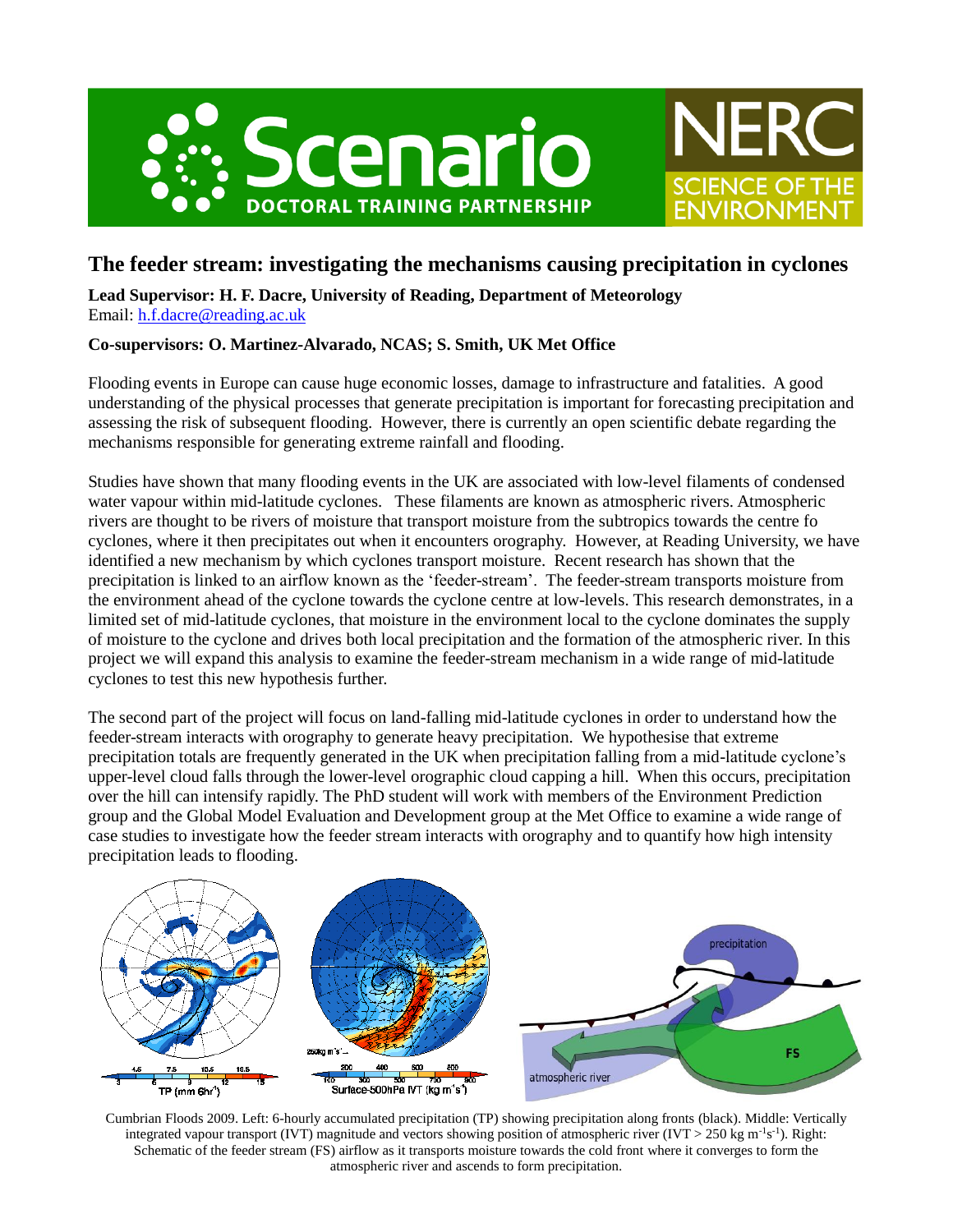# The feeder stream: investigating the mechanisms causing precipitation in cyclones

**Lead Supervisor: H. F. Dacre, University of Reading, Department of Meteorology**
Email: h.f.dacre@reading.ac.uk

**Co-supervisors: O. Martinez-Alvarado, NCAS; S. Smith, UK Met Office**

Flooding events in Europe can cause huge economic losses, damage to infrastructure and fatalities. A good understanding of the physical processes that generate precipitation is important for forecasting precipitation and assessing the risk of subsequent flooding. However, there is currently an open scientific debate regarding the mechanisms responsible for generating extreme rainfall and flooding.

Studies have shown that many flooding events in the UK are associated with low-level filaments of condensed water vapour within mid-latitude cyclones. These filaments are known as atmospheric rivers. Atmospheric rivers are thought to be rivers of moisture that transport moisture from the subtropics towards the centre fo cyclones, where it then precipitates out when it encounters orography. However, at Reading University, we have identified a new mechanism by which cyclones transport moisture. Recent research has shown that the precipitation is linked to an airflow known as the 'feeder-stream'. The feeder-stream transports moisture from the environment ahead of the cyclone towards the cyclone centre at low-levels. This research demonstrates, in a limited set of mid-latitude cyclones, that moisture in the environment local to the cyclone dominates the supply of moisture to the cyclone and drives both local precipitation and the formation of the atmospheric river. In this project we will expand this analysis to examine the feeder-stream mechanism in a wide range of mid-latitude cyclones to test this new hypothesis further.

The second part of the project will focus on land-falling mid-latitude cyclones in order to understand how the feeder-stream interacts with orography to generate heavy precipitation. We hypothesise that extreme precipitation totals are frequently generated in the UK when precipitation falling from a mid-latitude cyclone's upper-level cloud falls through the lower-level orographic cloud capping a hill. When this occurs, precipitation over the hill can intensify rapidly. The PhD student will work with members of the Environment Prediction group and the Global Model Evaluation and Development group at the Met Office to examine a wide range of case studies to investigate how the feeder stream interacts with orography and to quantify how high intensity precipitation leads to flooding.

Cumbrian Floods 2009. Left: 6-hourly accumulated precipitation (TP) showing precipitation along fronts (black). Middle: Vertically integrated vapour transport (IVT) magnitude and vectors showing position of atmospheric river (IVT > 250 kg $m^{-1}s^{-1}$). Right: Schematic of the feeder stream (FS) airflow as it transports moisture towards the cold front where it converges to form the atmospheric river and ascends to form precipitation.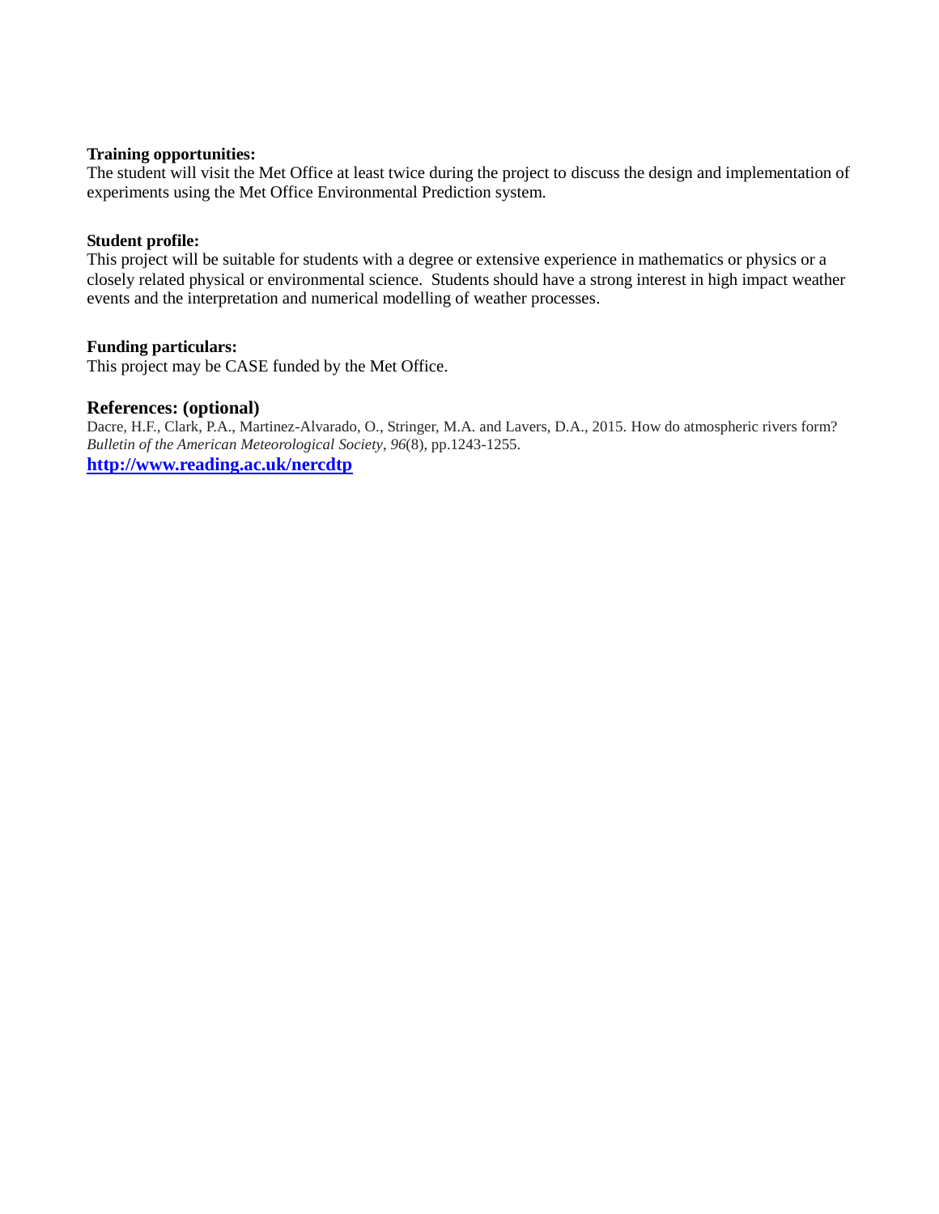**Training opportunities:**

The student will visit the Met Office at least twice during the project to discuss the design and implementation of experiments using the Met Office Environmental Prediction system.

**Student profile:**

This project will be suitable for students with a degree or extensive experience in mathematics or physics or a closely related physical or environmental science. Students should have a strong interest in high impact weather events and the interpretation and numerical modelling of weather processes.

**Funding particulars:**

This project may be CASE funded by the Met Office.

**References: (optional)**

Dacre, H.F., Clark, P.A., Martinez-Alvarado, O., Stringer, M.A. and Lavers, D.A., 2015. How do atmospheric rivers form? *Bulletin of the American Meteorological Society*, *96*(8), pp.1243-1255.

**[http://www.reading.ac.uk/nercdtp](http://www.reading.ac.uk/nercdtp)**